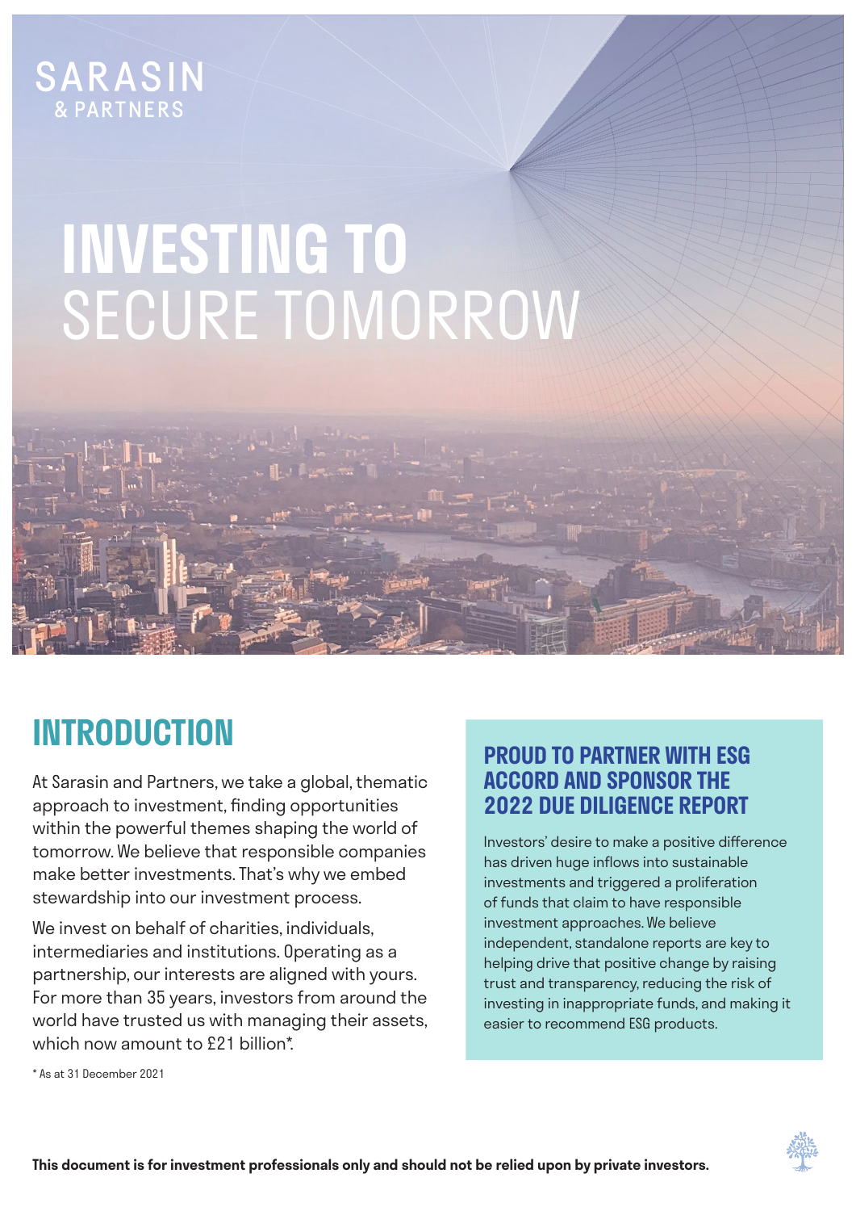SARASIN
& PARTNERS

# INVESTING TO SECURE TOMORROW

## INTRODUCTION

At Sarasin and Partners, we take a global, thematic approach to investment, finding opportunities within the powerful themes shaping the world of tomorrow. We believe that responsible companies make better investments. That's why we embed stewardship into our investment process.

We invest on behalf of charities, individuals, intermediaries and institutions. Operating as a partnership, our interests are aligned with yours. For more than 35 years, investors from around the world have trusted us with managing their assets, which now amount to £21 billion*.

\* As at 31 December 2021

### PROUD TO PARTNER WITH ESG ACCORD AND SPONSOR THE 2022 DUE DILIGENCE REPORT

Investors' desire to make a positive difference has driven huge inflows into sustainable investments and triggered a proliferation of funds that claim to have responsible investment approaches. We believe independent, standalone reports are key to helping drive that positive change by raising trust and transparency, reducing the risk of investing in inappropriate funds, and making it easier to recommend ESG products.

**This document is for investment professionals only and should not be relied upon by private investors.**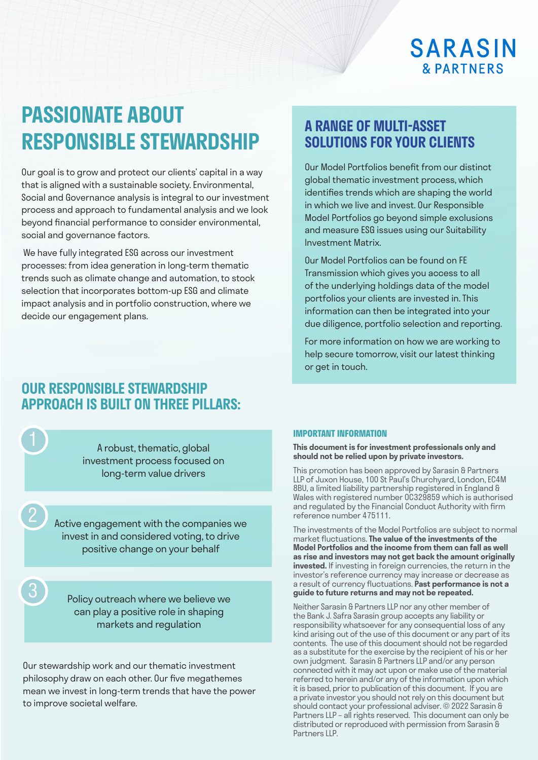SARASIN & PARTNERS

# PASSIONATE ABOUT RESPONSIBLE STEWARDSHIP

Our goal is to grow and protect our clients' capital in a way that is aligned with a sustainable society. Environmental, Social and Governance analysis is integral to our investment process and approach to fundamental analysis and we look beyond financial performance to consider environmental, social and governance factors.

We have fully integrated ESG across our investment processes: from idea generation in long-term thematic trends such as climate change and automation, to stock selection that incorporates bottom-up ESG and climate impact analysis and in portfolio construction, where we decide our engagement plans.

## OUR RESPONSIBLE STEWARDSHIP APPROACH IS BUILT ON THREE PILLARS:

1. A robust, thematic, global investment process focused on long-term value drivers
2. Active engagement with the companies we invest in and considered voting, to drive positive change on your behalf
3. Policy outreach where we believe we can play a positive role in shaping markets and regulation

Our stewardship work and our thematic investment philosophy draw on each other. Our five megathemes mean we invest in long-term trends that have the power to improve societal welfare.

## A RANGE OF MULTI-ASSET SOLUTIONS FOR YOUR CLIENTS

Our Model Portfolios benefit from our distinct global thematic investment process, which identifies trends which are shaping the world in which we live and invest. Our Responsible Model Portfolios go beyond simple exclusions and measure ESG issues using our Suitability Investment Matrix.

Our Model Portfolios can be found on FE Transmission which gives you access to all of the underlying holdings data of the model portfolios your clients are invested in. This information can then be integrated into your due diligence, portfolio selection and reporting.

For more information on how we are working to help secure tomorrow, visit our latest thinking or get in touch.

### IMPORTANT INFORMATION

**This document is for investment professionals only and should not be relied upon by private investors.**

This promotion has been approved by Sarasin & Partners LLP of Juxon House, 100 St Paul's Churchyard, London, EC4M 8BU, a limited liability partnership registered in England & Wales with registered number OC329859 which is authorised and regulated by the Financial Conduct Authority with firm reference number 475111.

The investments of the Model Portfolios are subject to normal market fluctuations. **The value of the investments of the Model Portfolios and the income from them can fall as well as rise and investors may not get back the amount originally invested.** If investing in foreign currencies, the return in the investor's reference currency may increase or decrease as a result of currency fluctuations. **Past performance is not a guide to future returns and may not be repeated.**

Neither Sarasin & Partners LLP nor any other member of the Bank J. Safra Sarasin group accepts any liability or responsibility whatsoever for any consequential loss of any kind arising out of the use of this document or any part of its contents. The use of this document should not be regarded as a substitute for the exercise by the recipient of his or her own judgment. Sarasin & Partners LLP and/or any person connected with it may act upon or make use of the material referred to herein and/or any of the information upon which it is based, prior to publication of this document. If you are a private investor you should not rely on this document but should contact your professional adviser. © 2022 Sarasin & Partners LLP – all rights reserved. This document can only be distributed or reproduced with permission from Sarasin & Partners LLP.